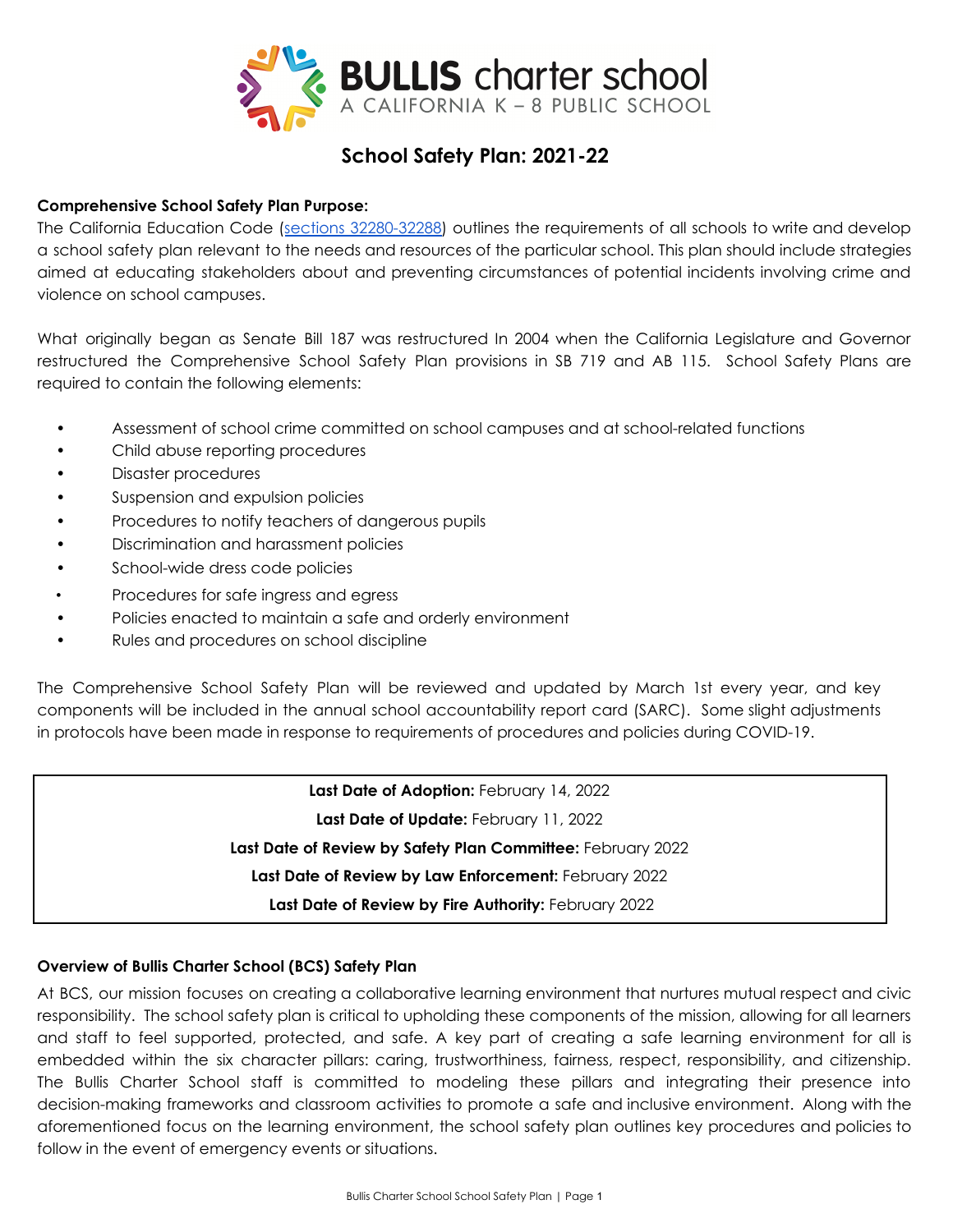**BULLIS charter school**
A CALIFORNIA K – 8 PUBLIC SCHOOL

# School Safety Plan: 2021-22

**Comprehensive School Safety Plan Purpose:**

The California Education Code ([sections 32280-32288](sections 32280-32288)) outlines the requirements of all schools to write and develop a school safety plan relevant to the needs and resources of the particular school. This plan should include strategies aimed at educating stakeholders about and preventing circumstances of potential incidents involving crime and violence on school campuses.

What originally began as Senate Bill 187 was restructured In 2004 when the California Legislature and Governor restructured the Comprehensive School Safety Plan provisions in SB 719 and AB 115. School Safety Plans are required to contain the following elements:

- Assessment of school crime committed on school campuses and at school-related functions
- Child abuse reporting procedures
- Disaster procedures
- Suspension and expulsion policies
- Procedures to notify teachers of dangerous pupils
- Discrimination and harassment policies
- School-wide dress code policies
- Procedures for safe ingress and egress
- Policies enacted to maintain a safe and orderly environment
- Rules and procedures on school discipline

The Comprehensive School Safety Plan will be reviewed and updated by March 1st every year, and key components will be included in the annual school accountability report card (SARC). Some slight adjustments in protocols have been made in response to requirements of procedures and policies during COVID-19.

**Last Date of Adoption:** February 14, 2022

**Last Date of Update:** February 11, 2022

**Last Date of Review by Safety Plan Committee:** February 2022

**Last Date of Review by Law Enforcement:** February 2022

**Last Date of Review by Fire Authority:** February 2022

**Overview of Bullis Charter School (BCS) Safety Plan**

At BCS, our mission focuses on creating a collaborative learning environment that nurtures mutual respect and civic responsibility. The school safety plan is critical to upholding these components of the mission, allowing for all learners and staff to feel supported, protected, and safe. A key part of creating a safe learning environment for all is embedded within the six character pillars: caring, trustworthiness, fairness, respect, responsibility, and citizenship. The Bullis Charter School staff is committed to modeling these pillars and integrating their presence into decision-making frameworks and classroom activities to promote a safe and inclusive environment. Along with the aforementioned focus on the learning environment, the school safety plan outlines key procedures and policies to follow in the event of emergency events or situations.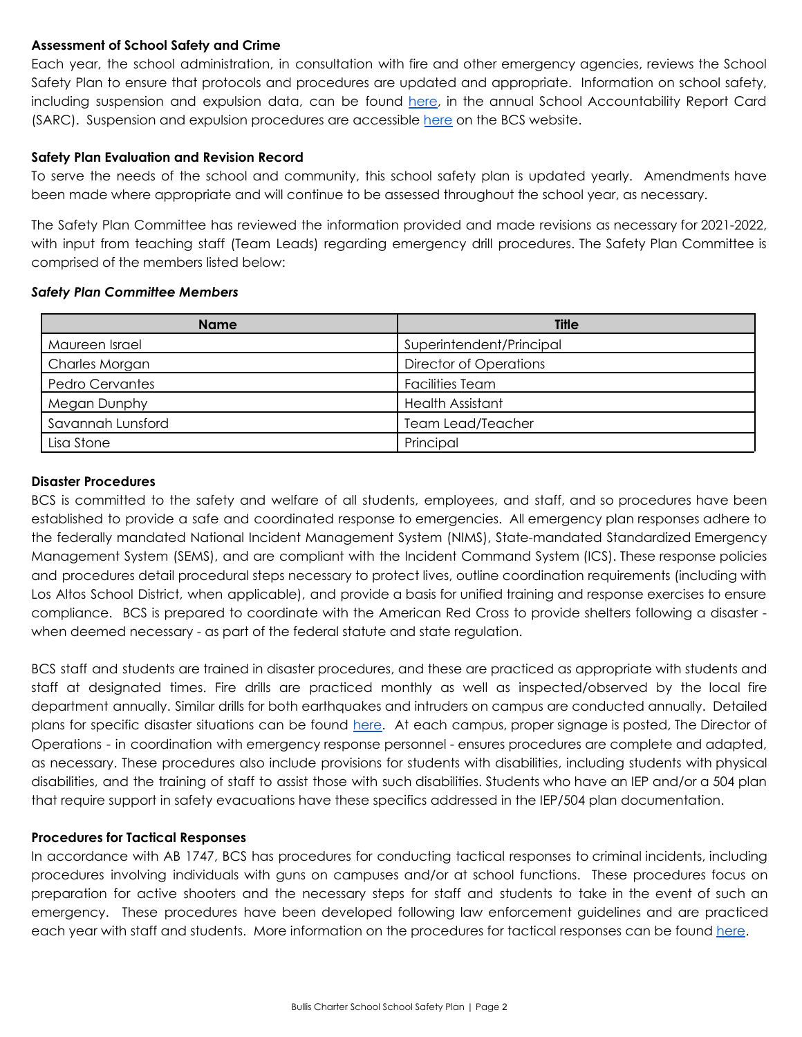**Assessment of School Safety and Crime**

Each year, the school administration, in consultation with fire and other emergency agencies, reviews the School Safety Plan to ensure that protocols and procedures are updated and appropriate. Information on school safety, including suspension and expulsion data, can be found here, in the annual School Accountability Report Card (SARC). Suspension and expulsion procedures are accessible here on the BCS website.

**Safety Plan Evaluation and Revision Record**

To serve the needs of the school and community, this school safety plan is updated yearly. Amendments have been made where appropriate and will continue to be assessed throughout the school year, as necessary.

The Safety Plan Committee has reviewed the information provided and made revisions as necessary for 2021-2022, with input from teaching staff (Team Leads) regarding emergency drill procedures. The Safety Plan Committee is comprised of the members listed below:

***Safety Plan Committee Members***

| Name | Title |
|---|---|
| Maureen Israel | Superintendent/Principal |
| Charles Morgan | Director of Operations |
| Pedro Cervantes | Facilities Team |
| Megan Dunphy | Health Assistant |
| Savannah Lunsford | Team Lead/Teacher |
| Lisa Stone | Principal |

**Disaster Procedures**

BCS is committed to the safety and welfare of all students, employees, and staff, and so procedures have been established to provide a safe and coordinated response to emergencies. All emergency plan responses adhere to the federally mandated National Incident Management System (NIMS), State-mandated Standardized Emergency Management System (SEMS), and are compliant with the Incident Command System (ICS). These response policies and procedures detail procedural steps necessary to protect lives, outline coordination requirements (including with Los Altos School District, when applicable), and provide a basis for unified training and response exercises to ensure compliance. BCS is prepared to coordinate with the American Red Cross to provide shelters following a disaster - when deemed necessary - as part of the federal statute and state regulation.

BCS staff and students are trained in disaster procedures, and these are practiced as appropriate with students and staff at designated times. Fire drills are practiced monthly as well as inspected/observed by the local fire department annually. Similar drills for both earthquakes and intruders on campus are conducted annually. Detailed plans for specific disaster situations can be found here. At each campus, proper signage is posted, The Director of Operations - in coordination with emergency response personnel - ensures procedures are complete and adapted, as necessary. These procedures also include provisions for students with disabilities, including students with physical disabilities, and the training of staff to assist those with such disabilities. Students who have an IEP and/or a 504 plan that require support in safety evacuations have these specifics addressed in the IEP/504 plan documentation.

**Procedures for Tactical Responses**

In accordance with AB 1747, BCS has procedures for conducting tactical responses to criminal incidents, including procedures involving individuals with guns on campuses and/or at school functions. These procedures focus on preparation for active shooters and the necessary steps for staff and students to take in the event of such an emergency. These procedures have been developed following law enforcement guidelines and are practiced each year with staff and students. More information on the procedures for tactical responses can be found here.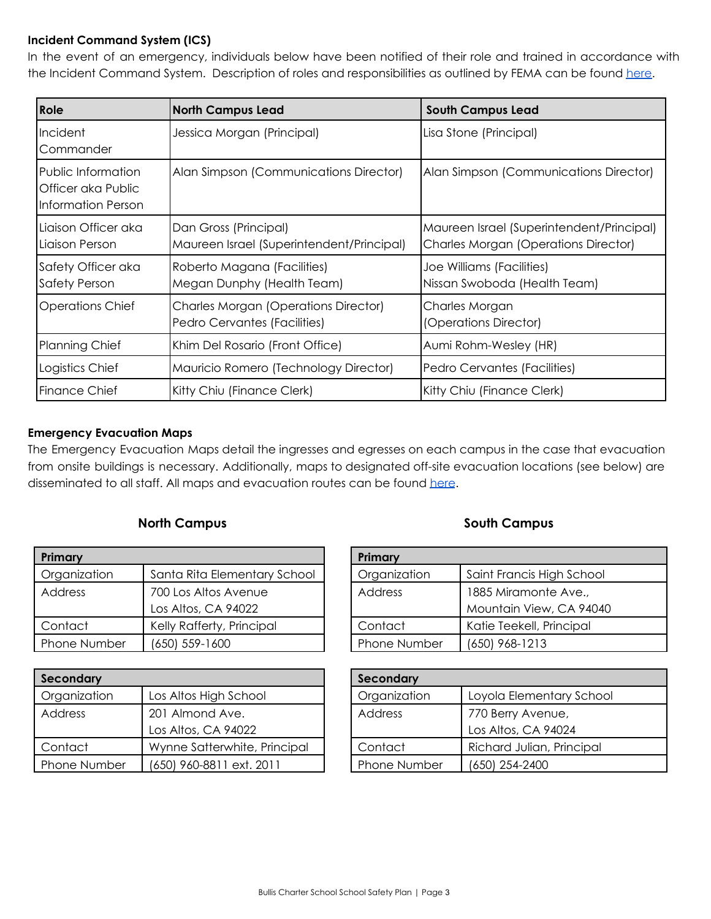**Incident Command System (ICS)**

In the event of an emergency, individuals below have been notified of their role and trained in accordance with the Incident Command System. Description of roles and responsibilities as outlined by FEMA can be found here.

| Role | North Campus Lead | South Campus Lead |
|---|---|---|
| Incident Commander | Jessica Morgan (Principal) | Lisa Stone (Principal) |
| Public Information Officer aka Public Information Person | Alan Simpson (Communications Director) | Alan Simpson (Communications Director) |
| Liaison Officer aka Liaison Person | Dan Gross (Principal)<br>Maureen Israel (Superintendent/Principal) | Maureen Israel (Superintendent/Principal)<br>Charles Morgan (Operations Director) |
| Safety Officer aka Safety Person | Roberto Magana (Facilities)<br>Megan Dunphy (Health Team) | Joe Williams (Facilities)<br>Nissan Swoboda (Health Team) |
| Operations Chief | Charles Morgan (Operations Director)<br>Pedro Cervantes (Facilities) | Charles Morgan (Operations Director) |
| Planning Chief | Khim Del Rosario (Front Office) | Aumi Rohm-Wesley (HR) |
| Logistics Chief | Mauricio Romero (Technology Director) | Pedro Cervantes (Facilities) |
| Finance Chief | Kitty Chiu (Finance Clerk) | Kitty Chiu (Finance Clerk) |

**Emergency Evacuation Maps**

The Emergency Evacuation Maps detail the ingresses and egresses on each campus in the case that evacuation from onsite buildings is necessary. Additionally, maps to designated off-site evacuation locations (see below) are disseminated to all staff. All maps and evacuation routes can be found here.

**North Campus**

| Primary | |
|---|---|
| Organization | Santa Rita Elementary School |
| Address | 700 Los Altos Avenue<br>Los Altos, CA 94022 |
| Contact | Kelly Rafferty, Principal |
| Phone Number | (650) 559-1600 |

| Secondary | |
|---|---|
| Organization | Los Altos High School |
| Address | 201 Almond Ave.<br>Los Altos, CA 94022 |
| Contact | Wynne Satterwhite, Principal |
| Phone Number | (650) 960-8811 ext. 2011 |

**South Campus**

| Primary | |
|---|---|
| Organization | Saint Francis High School |
| Address | 1885 Miramonte Ave.,<br>Mountain View, CA 94040 |
| Contact | Katie Teekell, Principal |
| Phone Number | (650) 968-1213 |

| Secondary | |
|---|---|
| Organization | Loyola Elementary School |
| Address | 770 Berry Avenue,<br>Los Altos, CA 94024 |
| Contact | Richard Julian, Principal |
| Phone Number | (650) 254-2400 |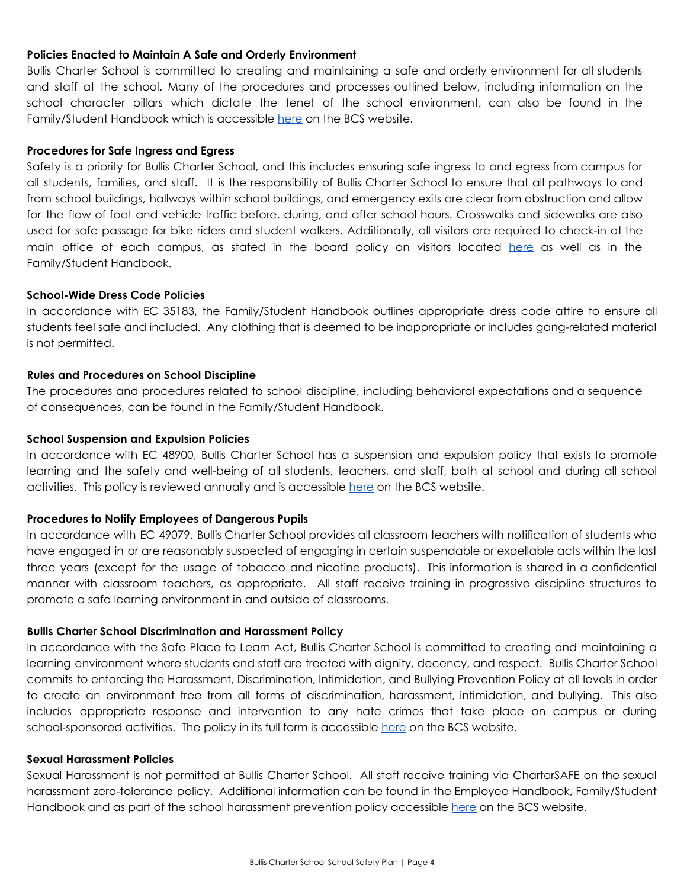### Policies Enacted to Maintain A Safe and Orderly Environment

Bullis Charter School is committed to creating and maintaining a safe and orderly environment for all students and staff at the school. Many of the procedures and processes outlined below, including information on the school character pillars which dictate the tenet of the school environment, can also be found in the Family/Student Handbook which is accessible here on the BCS website.

### Procedures for Safe Ingress and Egress

Safety is a priority for Bullis Charter School, and this includes ensuring safe ingress to and egress from campus for all students, families, and staff. It is the responsibility of Bullis Charter School to ensure that all pathways to and from school buildings, hallways within school buildings, and emergency exits are clear from obstruction and allow for the flow of foot and vehicle traffic before, during, and after school hours. Crosswalks and sidewalks are also used for safe passage for bike riders and student walkers. Additionally, all visitors are required to check-in at the main office of each campus, as stated in the board policy on visitors located here as well as in the Family/Student Handbook.

### School-Wide Dress Code Policies

In accordance with EC 35183, the Family/Student Handbook outlines appropriate dress code attire to ensure all students feel safe and included. Any clothing that is deemed to be inappropriate or includes gang-related material is not permitted.

### Rules and Procedures on School Discipline

The procedures and procedures related to school discipline, including behavioral expectations and a sequence of consequences, can be found in the Family/Student Handbook.

### School Suspension and Expulsion Policies

In accordance with EC 48900, Bullis Charter School has a suspension and expulsion policy that exists to promote learning and the safety and well-being of all students, teachers, and staff, both at school and during all school activities. This policy is reviewed annually and is accessible here on the BCS website.

### Procedures to Notify Employees of Dangerous Pupils

In accordance with EC 49079, Bullis Charter School provides all classroom teachers with notification of students who have engaged in or are reasonably suspected of engaging in certain suspendable or expellable acts within the last three years (except for the usage of tobacco and nicotine products). This information is shared in a confidential manner with classroom teachers, as appropriate. All staff receive training in progressive discipline structures to promote a safe learning environment in and outside of classrooms.

### Bullis Charter School Discrimination and Harassment Policy

In accordance with the Safe Place to Learn Act, Bullis Charter School is committed to creating and maintaining a learning environment where students and staff are treated with dignity, decency, and respect. Bullis Charter School commits to enforcing the Harassment, Discrimination, Intimidation, and Bullying Prevention Policy at all levels in order to create an environment free from all forms of discrimination, harassment, intimidation, and bullying. This also includes appropriate response and intervention to any hate crimes that take place on campus or during school-sponsored activities. The policy in its full form is accessible here on the BCS website.

### Sexual Harassment Policies

Sexual Harassment is not permitted at Bullis Charter School. All staff receive training via CharterSAFE on the sexual harassment zero-tolerance policy. Additional information can be found in the Employee Handbook, Family/Student Handbook and as part of the school harassment prevention policy accessible here on the BCS website.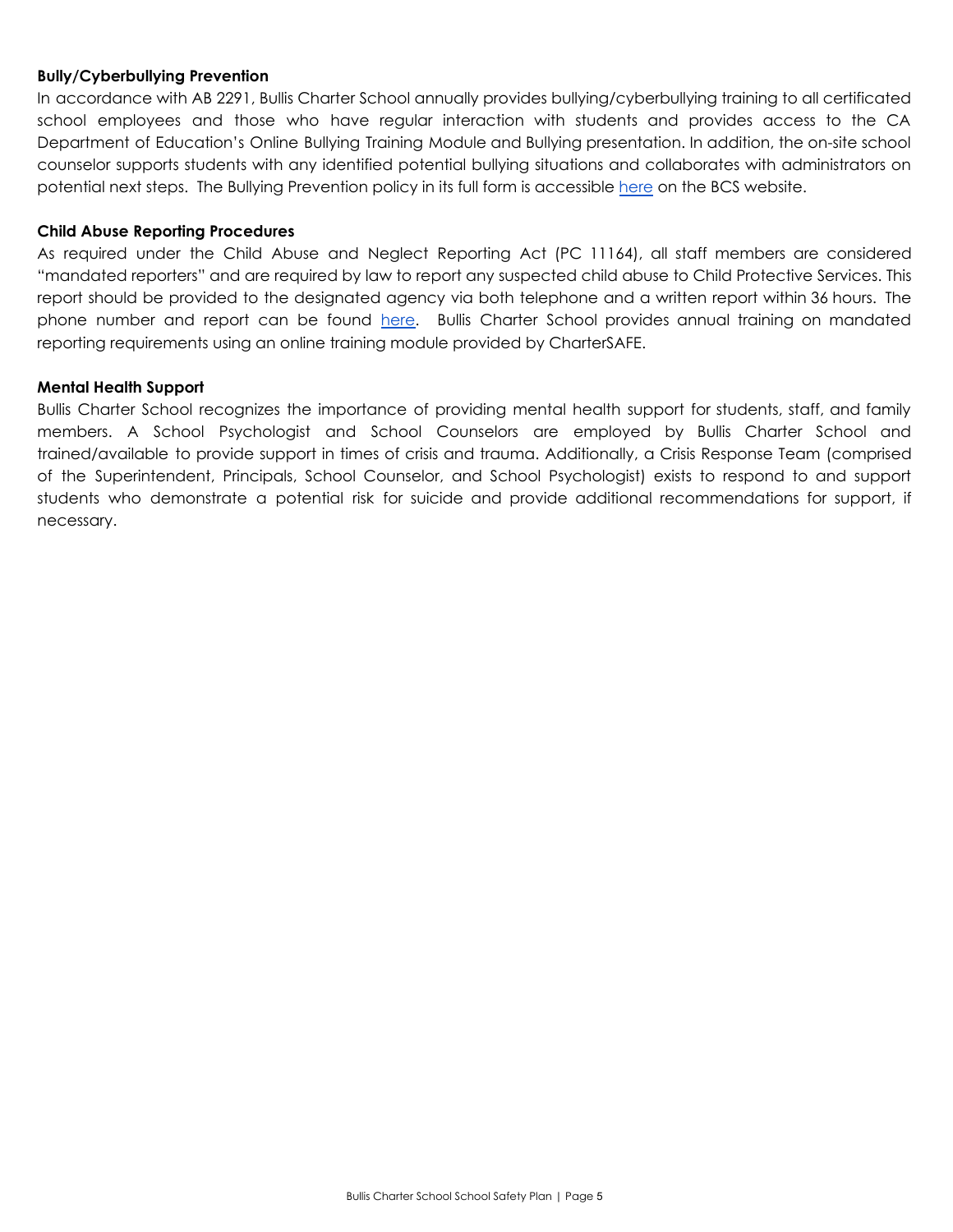**Bully/Cyberbullying Prevention**

In accordance with AB 2291, Bullis Charter School annually provides bullying/cyberbullying training to all certificated school employees and those who have regular interaction with students and provides access to the CA Department of Education's Online Bullying Training Module and Bullying presentation. In addition, the on-site school counselor supports students with any identified potential bullying situations and collaborates with administrators on potential next steps. The Bullying Prevention policy in its full form is accessible here on the BCS website.

**Child Abuse Reporting Procedures**

As required under the Child Abuse and Neglect Reporting Act (PC 11164), all staff members are considered "mandated reporters" and are required by law to report any suspected child abuse to Child Protective Services. This report should be provided to the designated agency via both telephone and a written report within 36 hours. The phone number and report can be found here. Bullis Charter School provides annual training on mandated reporting requirements using an online training module provided by CharterSAFE.

**Mental Health Support**

Bullis Charter School recognizes the importance of providing mental health support for students, staff, and family members. A School Psychologist and School Counselors are employed by Bullis Charter School and trained/available to provide support in times of crisis and trauma. Additionally, a Crisis Response Team (comprised of the Superintendent, Principals, School Counselor, and School Psychologist) exists to respond to and support students who demonstrate a potential risk for suicide and provide additional recommendations for support, if necessary.